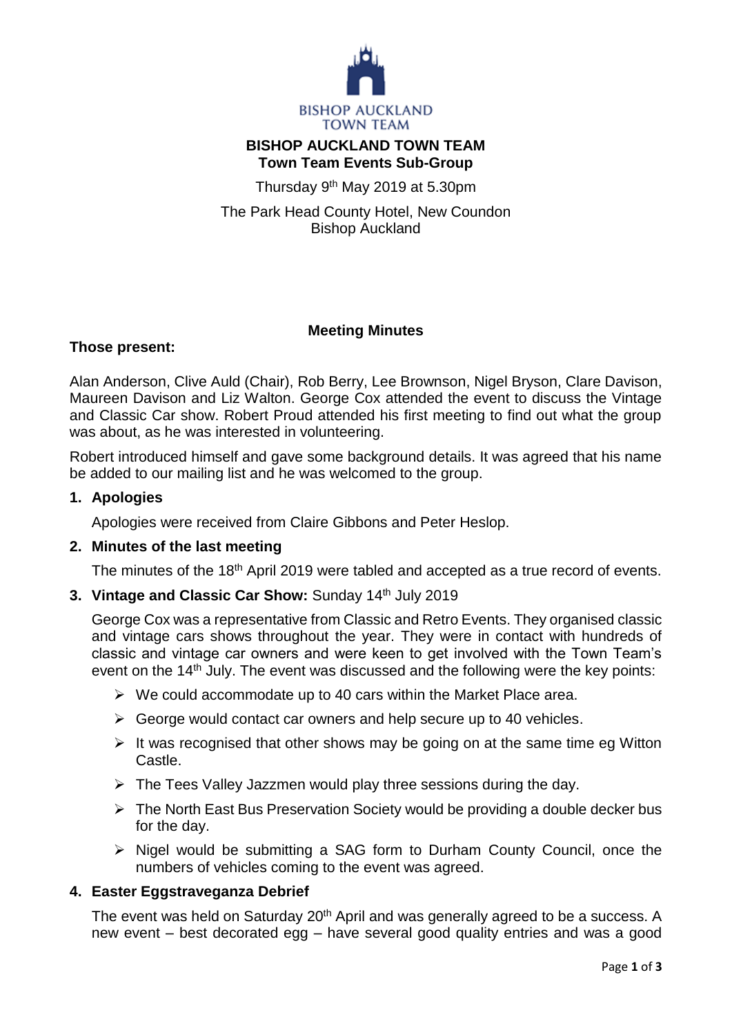BISHOP AUCKLAND
TOWN TEAM

# BISHOP AUCKLAND TOWN TEAM
## Town Team Events Sub-Group

Thursday 9th May 2019 at 5.30pm

The Park Head County Hotel, New Coundon
Bishop Auckland

### Meeting Minutes

**Those present:**

Alan Anderson, Clive Auld (Chair), Rob Berry, Lee Brownson, Nigel Bryson, Clare Davison, Maureen Davison and Liz Walton. George Cox attended the event to discuss the Vintage and Classic Car show. Robert Proud attended his first meeting to find out what the group was about, as he was interested in volunteering.

Robert introduced himself and gave some background details. It was agreed that his name be added to our mailing list and he was welcomed to the group.

**1. Apologies**

Apologies were received from Claire Gibbons and Peter Heslop.

**2. Minutes of the last meeting**

The minutes of the 18th April 2019 were tabled and accepted as a true record of events.

**3. Vintage and Classic Car Show:** Sunday 14th July 2019

George Cox was a representative from Classic and Retro Events. They organised classic and vintage cars shows throughout the year. They were in contact with hundreds of classic and vintage car owners and were keen to get involved with the Town Team's event on the 14th July. The event was discussed and the following were the key points:

- We could accommodate up to 40 cars within the Market Place area.
- George would contact car owners and help secure up to 40 vehicles.
- It was recognised that other shows may be going on at the same time eg Witton Castle.
- The Tees Valley Jazzmen would play three sessions during the day.
- The North East Bus Preservation Society would be providing a double decker bus for the day.
- Nigel would be submitting a SAG form to Durham County Council, once the numbers of vehicles coming to the event was agreed.

**4. Easter Eggstraveganza Debrief**

The event was held on Saturday 20th April and was generally agreed to be a success. A new event – best decorated egg – have several good quality entries and was a good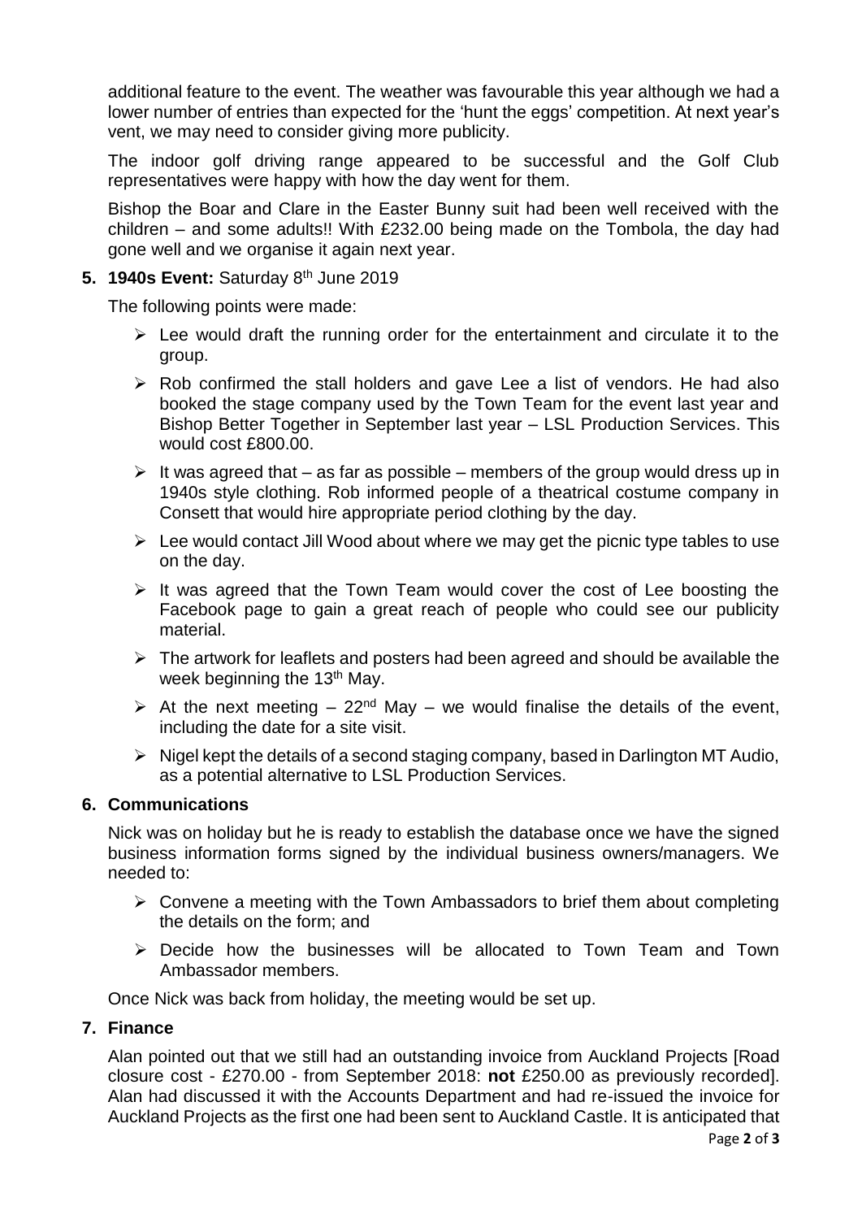additional feature to the event. The weather was favourable this year although we had a lower number of entries than expected for the 'hunt the eggs' competition. At next year's vent, we may need to consider giving more publicity.

The indoor golf driving range appeared to be successful and the Golf Club representatives were happy with how the day went for them.

Bishop the Boar and Clare in the Easter Bunny suit had been well received with the children – and some adults!! With £232.00 being made on the Tombola, the day had gone well and we organise it again next year.

**5. 1940s Event:** Saturday 8th June 2019

The following points were made:

- Lee would draft the running order for the entertainment and circulate it to the group.
- Rob confirmed the stall holders and gave Lee a list of vendors. He had also booked the stage company used by the Town Team for the event last year and Bishop Better Together in September last year – LSL Production Services. This would cost £800.00.
- It was agreed that – as far as possible – members of the group would dress up in 1940s style clothing. Rob informed people of a theatrical costume company in Consett that would hire appropriate period clothing by the day.
- Lee would contact Jill Wood about where we may get the picnic type tables to use on the day.
- It was agreed that the Town Team would cover the cost of Lee boosting the Facebook page to gain a great reach of people who could see our publicity material.
- The artwork for leaflets and posters had been agreed and should be available the week beginning the 13th May.
- At the next meeting – 22nd May – we would finalise the details of the event, including the date for a site visit.
- Nigel kept the details of a second staging company, based in Darlington MT Audio, as a potential alternative to LSL Production Services.

**6. Communications**

Nick was on holiday but he is ready to establish the database once we have the signed business information forms signed by the individual business owners/managers. We needed to:

- Convene a meeting with the Town Ambassadors to brief them about completing the details on the form; and
- Decide how the businesses will be allocated to Town Team and Town Ambassador members.

Once Nick was back from holiday, the meeting would be set up.

**7. Finance**

Alan pointed out that we still had an outstanding invoice from Auckland Projects [Road closure cost - £270.00 - from September 2018: **not** £250.00 as previously recorded]. Alan had discussed it with the Accounts Department and had re-issued the invoice for Auckland Projects as the first one had been sent to Auckland Castle. It is anticipated that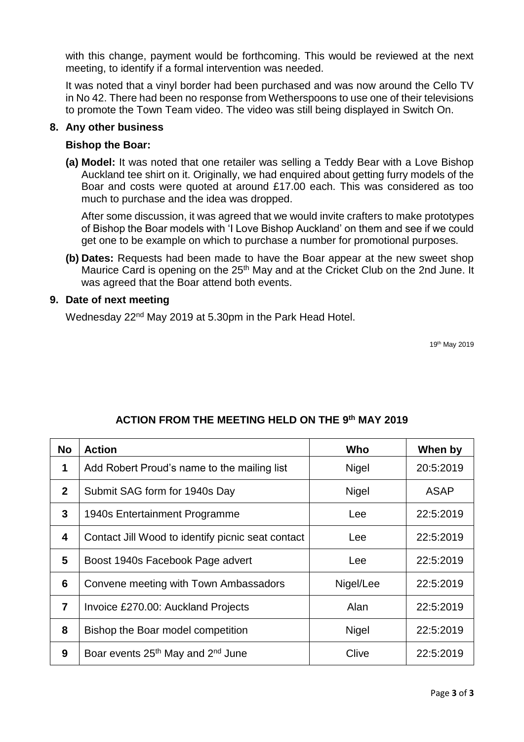with this change, payment would be forthcoming. This would be reviewed at the next meeting, to identify if a formal intervention was needed.

It was noted that a vinyl border had been purchased and was now around the Cello TV in No 42. There had been no response from Wetherspoons to use one of their televisions to promote the Town Team video. The video was still being displayed in Switch On.

## 8. Any other business

### Bishop the Boar:

**(a) Model:** It was noted that one retailer was selling a Teddy Bear with a Love Bishop Auckland tee shirt on it. Originally, we had enquired about getting furry models of the Boar and costs were quoted at around £17.00 each. This was considered as too much to purchase and the idea was dropped.

After some discussion, it was agreed that we would invite crafters to make prototypes of Bishop the Boar models with 'I Love Bishop Auckland' on them and see if we could get one to be example on which to purchase a number for promotional purposes.

**(b) Dates:** Requests had been made to have the Boar appear at the new sweet shop Maurice Card is opening on the 25th May and at the Cricket Club on the 2nd June. It was agreed that the Boar attend both events.

## 9. Date of next meeting

Wednesday 22nd May 2019 at 5.30pm in the Park Head Hotel.

19th May 2019

## ACTION FROM THE MEETING HELD ON THE 9th MAY 2019

| No | Action | Who | When by |
|---|---|---|---|
| 1 | Add Robert Proud's name to the mailing list | Nigel | 20:5:2019 |
| 2 | Submit SAG form for 1940s Day | Nigel | ASAP |
| 3 | 1940s Entertainment Programme | Lee | 22:5:2019 |
| 4 | Contact Jill Wood to identify picnic seat contact | Lee | 22:5:2019 |
| 5 | Boost 1940s Facebook Page advert | Lee | 22:5:2019 |
| 6 | Convene meeting with Town Ambassadors | Nigel/Lee | 22:5:2019 |
| 7 | Invoice £270.00: Auckland Projects | Alan | 22:5:2019 |
| 8 | Bishop the Boar model competition | Nigel | 22:5:2019 |
| 9 | Boar events 25th May and 2nd June | Clive | 22:5:2019 |